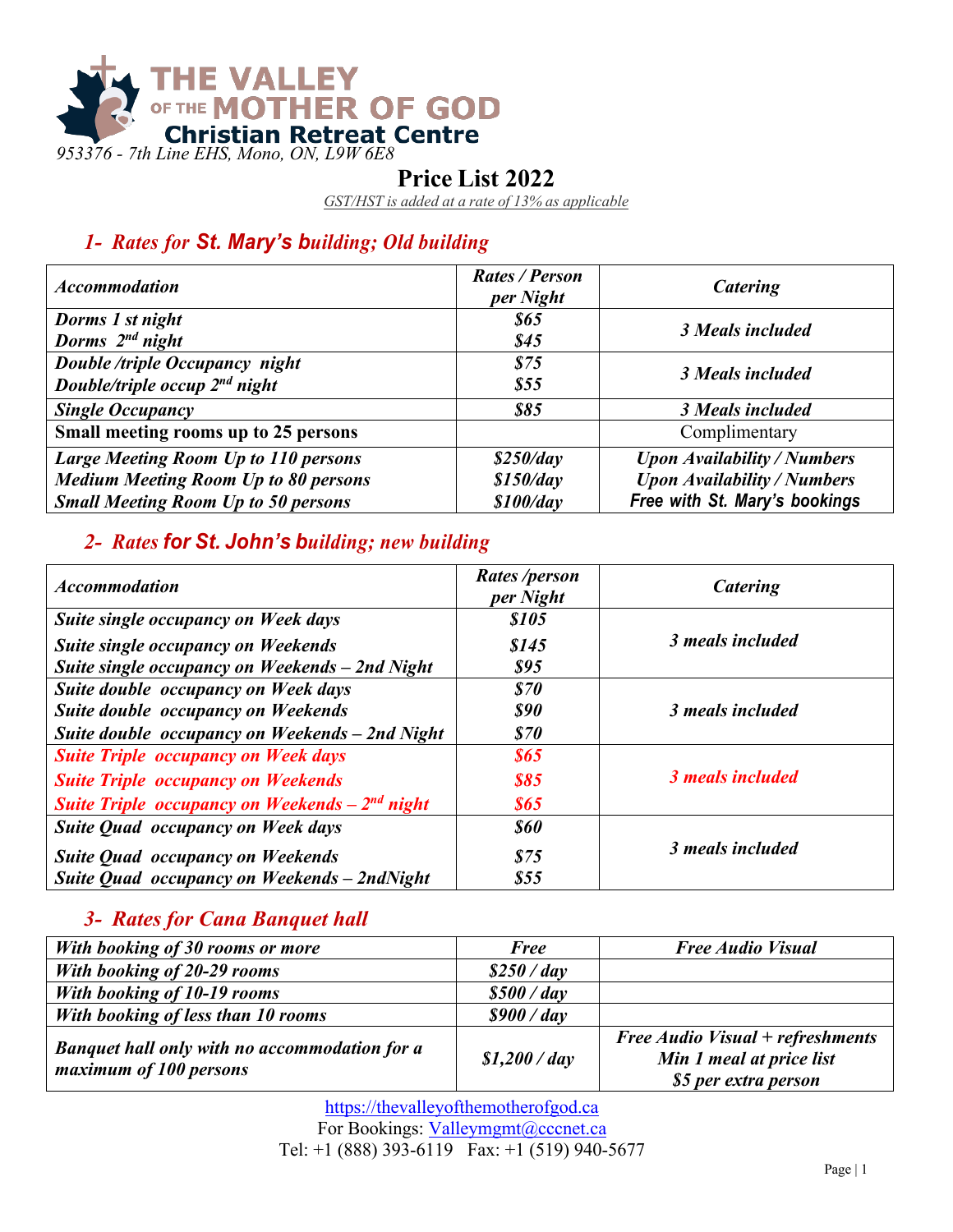# THE VALLEY OF THE MOTHER OF GOD
## Christian Retreat Centre

*953376 - 7th Line EHS, Mono, ON, L9W 6E8*

# Price List 2022

*GST/HST is added at a rate of 13% as applicable*

## 1- Rates for St. Mary's building; Old building

| *Accommodation* | *Rates / Person per Night* | *Catering* |
|---|---|---|
| ***Dorms 1 st night*** | ***$65*** | ***3 Meals included*** |
| ***Dorms 2nd night*** | ***$45*** | |
| ***Double /triple Occupancy night*** | ***$75*** | ***3 Meals included*** |
| ***Double/triple occup 2nd night*** | ***$55*** | |
| ***Single Occupancy*** | ***$85*** | ***3 Meals included*** |
| **Small meeting rooms up to 25 persons** | | Complimentary |
| ***Large Meeting Room Up to 110 persons*** | ***$250/day*** | ***Upon Availability / Numbers*** |
| ***Medium Meeting Room Up to 80 persons*** | ***$150/day*** | ***Upon Availability / Numbers*** |
| ***Small Meeting Room Up to 50 persons*** | ***$100/day*** | ***Free with St. Mary's bookings*** |

## 2- Rates for St. John's building; new building

| *Accommodation* | *Rates /person per Night* | *Catering* |
|---|---|---|
| ***Suite single occupancy on Week days*** | ***$105*** | ***3 meals included*** |
| ***Suite single occupancy on Weekends*** | ***$145*** | |
| ***Suite single occupancy on Weekends – 2nd Night*** | ***$95*** | |
| ***Suite double occupancy on Week days*** | ***$70*** | ***3 meals included*** |
| ***Suite double occupancy on Weekends*** | ***$90*** | |
| ***Suite double occupancy on Weekends – 2nd Night*** | ***$70*** | |
| ***Suite Triple occupancy on Week days*** | ***$65*** | ***3 meals included*** |
| ***Suite Triple occupancy on Weekends*** | ***$85*** | |
| ***Suite Triple occupancy on Weekends – 2nd night*** | ***$65*** | |
| ***Suite Quad occupancy on Week days*** | ***$60*** | ***3 meals included*** |
| ***Suite Quad occupancy on Weekends*** | ***$75*** | |
| ***Suite Quad occupancy on Weekends – 2ndNight*** | ***$55*** | |

## 3- Rates for Cana Banquet hall

| | | |
|---|---|---|
| ***With booking of 30 rooms or more*** | ***Free*** | ***Free Audio Visual*** |
| ***With booking of 20-29 rooms*** | ***$250 / day*** | |
| ***With booking of 10-19 rooms*** | ***$500 / day*** | |
| ***With booking of less than 10 rooms*** | ***$900 / day*** | |
| ***Banquet hall only with no accommodation for a maximum of 100 persons*** | ***$1,200 / day*** | ***Free Audio Visual + refreshments Min 1 meal at price list $5 per extra person*** |

https://thevalleyofthemotherofgod.ca
For Bookings: Valleymgmt@cccnet.ca
Tel: +1 (888) 393-6119 Fax: +1 (519) 940-5677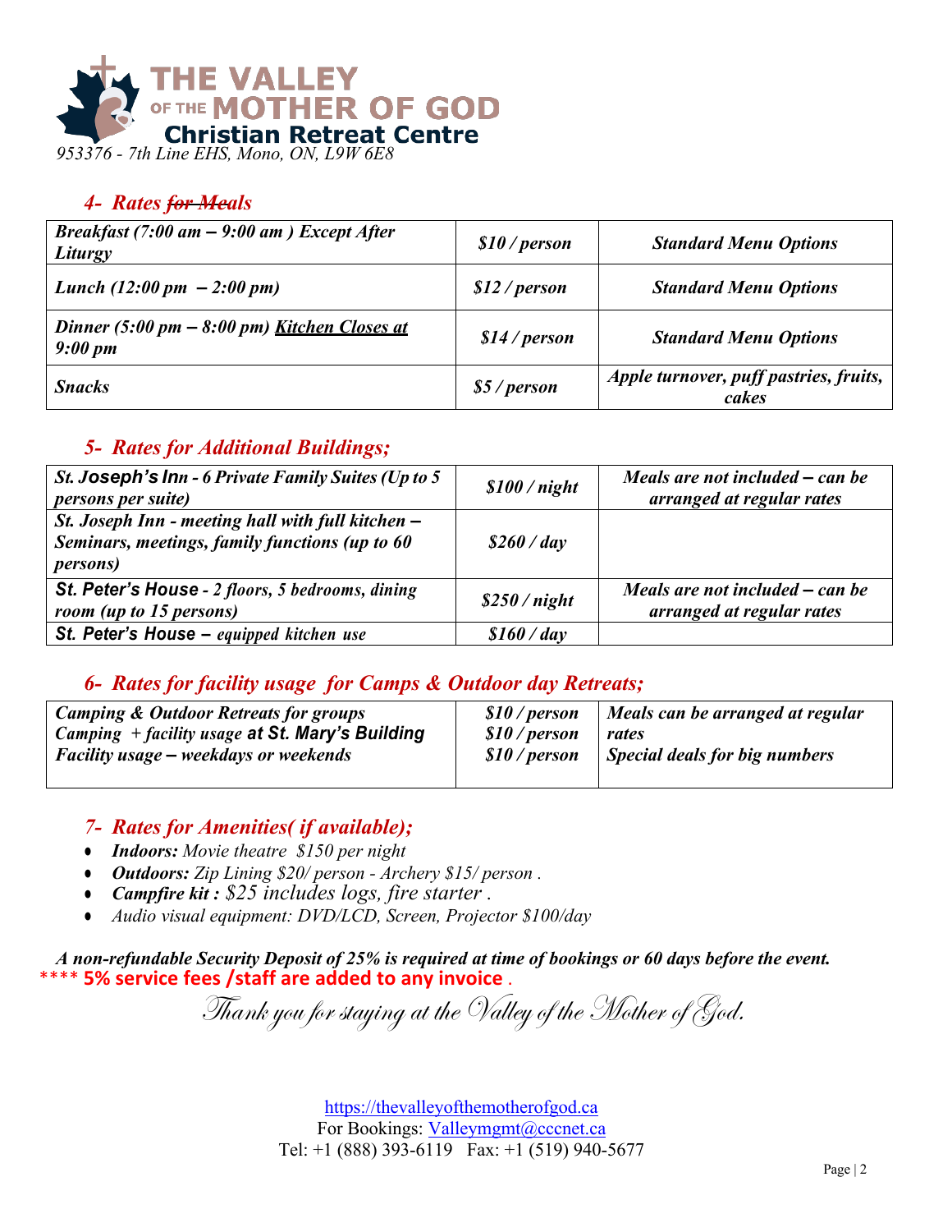# THE VALLEY OF THE MOTHER OF GOD
## Christian Retreat Centre

*953376 - 7th Line EHS, Mono, ON, L9W 6E8*

### *4- Rates ~~for Meals~~*

| | | |
|---|---|---|
| ***Breakfast (7:00 am – 9:00 am ) Except After Liturgy*** | ***$10 / person*** | ***Standard Menu Options*** |
| ***Lunch (12:00 pm – 2:00 pm)*** | ***$12 / person*** | ***Standard Menu Options*** |
| ***Dinner (5:00 pm – 8:00 pm) Kitchen Closes at 9:00 pm*** | ***$14 / person*** | ***Standard Menu Options*** |
| ***Snacks*** | ***$5 / person*** | ***Apple turnover, puff pastries, fruits, cakes*** |

### *5- Rates for Additional Buildings;*

| | | |
|---|---|---|
| ***St. Joseph's Inn - 6 Private Family Suites (Up to 5 persons per suite)*** | ***$100 / night*** | ***Meals are not included – can be arranged at regular rates*** |
| ***St. Joseph Inn - meeting hall with full kitchen – Seminars, meetings, family functions (up to 60 persons)*** | ***$260 / day*** | |
| ***St. Peter's House - 2 floors, 5 bedrooms, dining room (up to 15 persons)*** | ***$250 / night*** | ***Meals are not included – can be arranged at regular rates*** |
| ***St. Peter's House – equipped kitchen use*** | ***$160 / day*** | |

### *6- Rates for facility usage for Camps & Outdoor day Retreats;*

| | | |
|---|---|---|
| ***Camping & Outdoor Retreats for groups*** | ***$10 / person*** | ***Meals can be arranged at regular rates*** |
| ***Camping + facility usage at St. Mary's Building*** | ***$10 / person*** | |
| ***Facility usage – weekdays or weekends*** | ***$10 / person*** | ***Special deals for big numbers*** |

### *7- Rates for Amenities( if available);*

- ***Indoors:*** *Movie theatre $150 per night*
- ***Outdoors:*** *Zip Lining $20/ person - Archery $15/ person .*
- ***Campfire kit :*** *$25 includes logs, fire starter .*
- *Audio visual equipment: DVD/LCD, Screen, Projector $100/day*

***A non-refundable Security Deposit of 25% is required at time of bookings or 60 days before the event.***

**\*\*\*\* 5% service fees /staff are added to any invoice .**

*Thank you for staying at the Valley of the Mother of God.*

https://thevalleyofthemotherofgod.ca
For Bookings: Valleymgmt@cccnet.ca
Tel: +1 (888) 393-6119 Fax: +1 (519) 940-5677